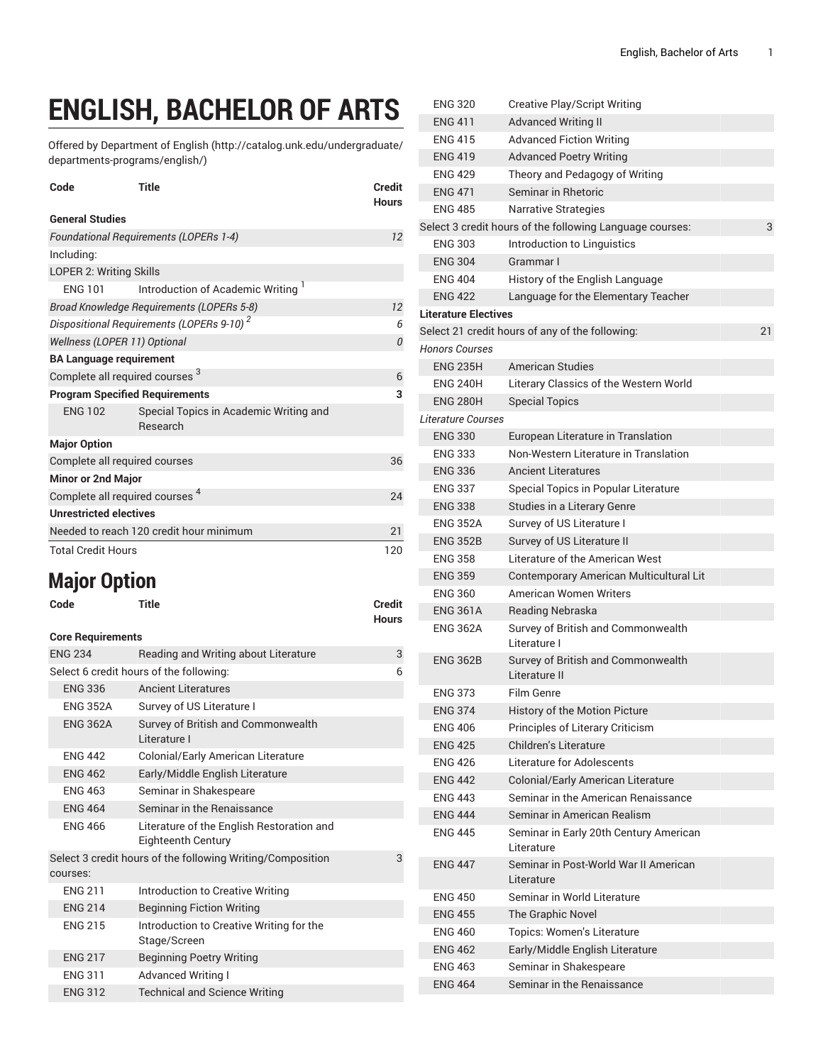# ENGLISH, BACHELOR OF ARTS

Offered by Department of English (http://catalog.unk.edu/undergraduate/departments-programs/english/)

| Code | Title | Credit Hours |
|---|---|---|
| **General Studies** | | |
| *Foundational Requirements (LOPERs 1-4)* | | *12* |
| Including: | | |
| LOPER 2: Writing Skills | | |
| ENG 101 | Introduction of Academic Writing [1] | |
| *Broad Knowledge Requirements (LOPERs 5-8)* | | *12* |
| *Dispositional Requirements (LOPERs 9-10)* [2] | | *6* |
| *Wellness (LOPER 11) Optional* | | *0* |
| **BA Language requirement** | | |
| Complete all required courses [3] | | 6 |
| **Program Specified Requirements** | | **3** |
| ENG 102 | Special Topics in Academic Writing and Research | |
| **Major Option** | | |
| Complete all required courses | | 36 |
| **Minor or 2nd Major** | | |
| Complete all required courses [4] | | 24 |
| **Unrestricted electives** | | |
| Needed to reach 120 credit hour minimum | | 21 |
| Total Credit Hours | | 120 |

## Major Option

| Code | Title | Credit Hours |
|---|---|---|
| **Core Requirements** | | |
| ENG 234 | Reading and Writing about Literature | 3 |
| Select 6 credit hours of the following: | | 6 |
| ENG 336 | Ancient Literatures | |
| ENG 352A | Survey of US Literature I | |
| ENG 362A | Survey of British and Commonwealth Literature I | |
| ENG 442 | Colonial/Early American Literature | |
| ENG 462 | Early/Middle English Literature | |
| ENG 463 | Seminar in Shakespeare | |
| ENG 464 | Seminar in the Renaissance | |
| ENG 466 | Literature of the English Restoration and Eighteenth Century | |
| Select 3 credit hours of the following Writing/Composition courses: | | 3 |
| ENG 211 | Introduction to Creative Writing | |
| ENG 214 | Beginning Fiction Writing | |
| ENG 215 | Introduction to Creative Writing for the Stage/Screen | |
| ENG 217 | Beginning Poetry Writing | |
| ENG 311 | Advanced Writing I | |
| ENG 312 | Technical and Science Writing | |
| ENG 320 | Creative Play/Script Writing | |
| ENG 411 | Advanced Writing II | |
| ENG 415 | Advanced Fiction Writing | |
| ENG 419 | Advanced Poetry Writing | |
| ENG 429 | Theory and Pedagogy of Writing | |
| ENG 471 | Seminar in Rhetoric | |
| ENG 485 | Narrative Strategies | |
| Select 3 credit hours of the following Language courses: | | 3 |
| ENG 303 | Introduction to Linguistics | |
| ENG 304 | Grammar I | |
| ENG 404 | History of the English Language | |
| ENG 422 | Language for the Elementary Teacher | |
| **Literature Electives** | | |
| Select 21 credit hours of any of the following: | | 21 |
| *Honors Courses* | | |
| ENG 235H | American Studies | |
| ENG 240H | Literary Classics of the Western World | |
| ENG 280H | Special Topics | |
| *Literature Courses* | | |
| ENG 330 | European Literature in Translation | |
| ENG 333 | Non-Western Literature in Translation | |
| ENG 336 | Ancient Literatures | |
| ENG 337 | Special Topics in Popular Literature | |
| ENG 338 | Studies in a Literary Genre | |
| ENG 352A | Survey of US Literature I | |
| ENG 352B | Survey of US Literature II | |
| ENG 358 | Literature of the American West | |
| ENG 359 | Contemporary American Multicultural Lit | |
| ENG 360 | American Women Writers | |
| ENG 361A | Reading Nebraska | |
| ENG 362A | Survey of British and Commonwealth Literature I | |
| ENG 362B | Survey of British and Commonwealth Literature II | |
| ENG 373 | Film Genre | |
| ENG 374 | History of the Motion Picture | |
| ENG 406 | Principles of Literary Criticism | |
| ENG 425 | Children's Literature | |
| ENG 426 | Literature for Adolescents | |
| ENG 442 | Colonial/Early American Literature | |
| ENG 443 | Seminar in the American Renaissance | |
| ENG 444 | Seminar in American Realism | |
| ENG 445 | Seminar in Early 20th Century American Literature | |
| ENG 447 | Seminar in Post-World War II American Literature | |
| ENG 450 | Seminar in World Literature | |
| ENG 455 | The Graphic Novel | |
| ENG 460 | Topics: Women's Literature | |
| ENG 462 | Early/Middle English Literature | |
| ENG 463 | Seminar in Shakespeare | |
| ENG 464 | Seminar in the Renaissance | |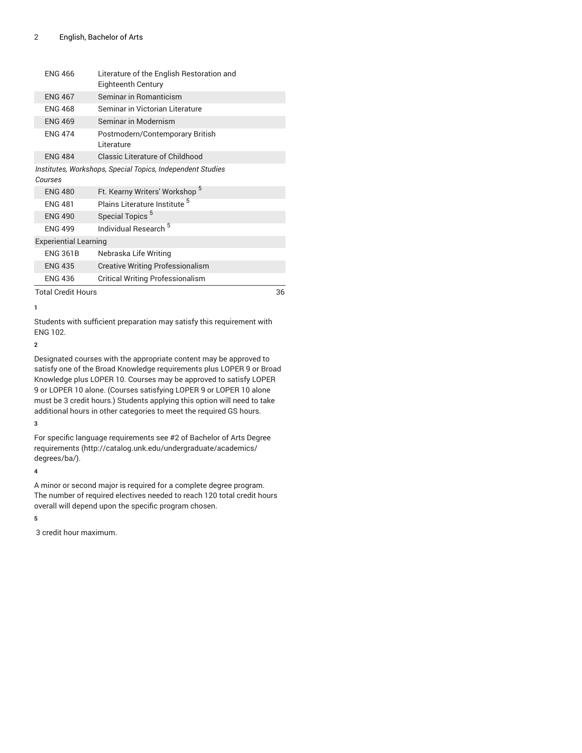| | | |
|---|---|---|
| ENG 466 | Literature of the English Restoration and Eighteenth Century | |
| ENG 467 | Seminar in Romanticism | |
| ENG 468 | Seminar in Victorian Literature | |
| ENG 469 | Seminar in Modernism | |
| ENG 474 | Postmodern/Contemporary British Literature | |
| ENG 484 | Classic Literature of Childhood | |
| *Institutes, Workshops, Special Topics, Independent Studies Courses* | | |
| ENG 480 | Ft. Kearny Writers' Workshop [5] | |
| ENG 481 | Plains Literature Institute [5] | |
| ENG 490 | Special Topics [5] | |
| ENG 499 | Individual Research [5] | |
| Experiential Learning | | |
| ENG 361B | Nebraska Life Writing | |
| ENG 435 | Creative Writing Professionalism | |
| ENG 436 | Critical Writing Professionalism | |
| Total Credit Hours | | 36 |

**1**

Students with sufficient preparation may satisfy this requirement with ENG 102.

**2**

Designated courses with the appropriate content may be approved to satisfy one of the Broad Knowledge requirements plus LOPER 9 or Broad Knowledge plus LOPER 10. Courses may be approved to satisfy LOPER 9 or LOPER 10 alone. (Courses satisfying LOPER 9 or LOPER 10 alone must be 3 credit hours.) Students applying this option will need to take additional hours in other categories to meet the required GS hours.

**3**

For specific language requirements see #2 of Bachelor of Arts Degree requirements (http://catalog.unk.edu/undergraduate/academics/degrees/ba/).

**4**

A minor or second major is required for a complete degree program. The number of required electives needed to reach 120 total credit hours overall will depend upon the specific program chosen.

**5**

3 credit hour maximum.